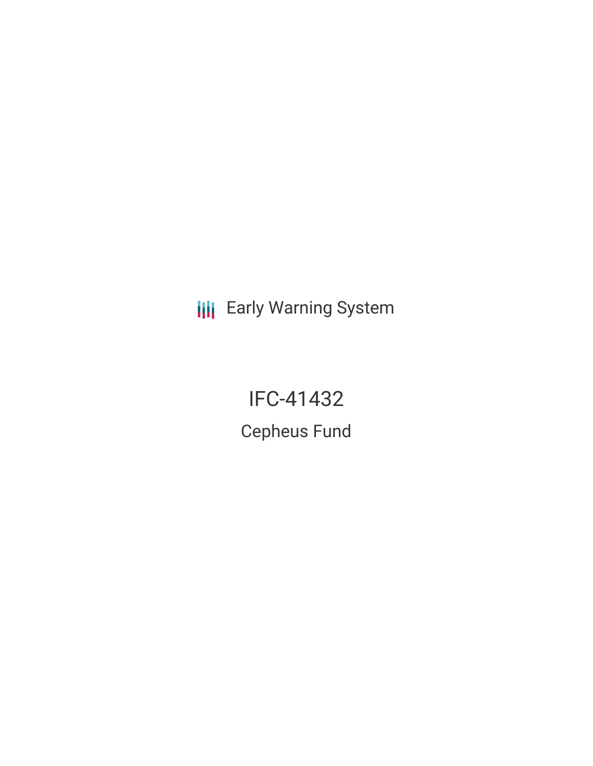Early Warning System

# IFC-41432

## Cepheus Fund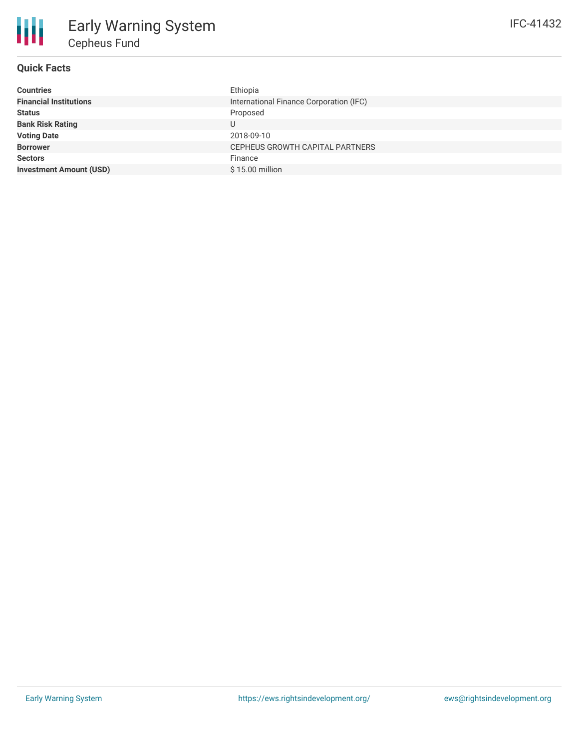# Early Warning System

## Cepheus Fund

IFC-41432

### Quick Facts

| | |
|---|---|
| **Countries** | Ethiopia |
| **Financial Institutions** | International Finance Corporation (IFC) |
| **Status** | Proposed |
| **Bank Risk Rating** | U |
| **Voting Date** | 2018-09-10 |
| **Borrower** | CEPHEUS GROWTH CAPITAL PARTNERS |
| **Sectors** | Finance |
| **Investment Amount (USD)** | $ 15.00 million |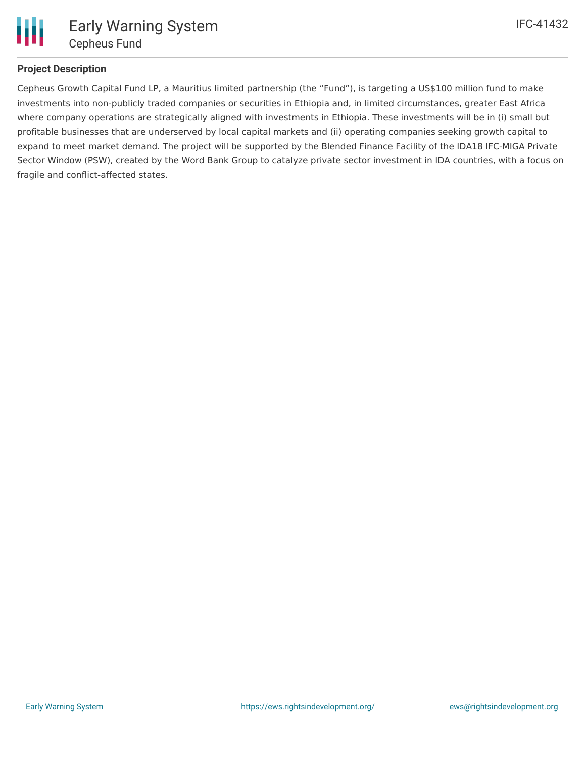## Project Description

Cepheus Growth Capital Fund LP, a Mauritius limited partnership (the "Fund"), is targeting a US$100 million fund to make investments into non-publicly traded companies or securities in Ethiopia and, in limited circumstances, greater East Africa where company operations are strategically aligned with investments in Ethiopia. These investments will be in (i) small but profitable businesses that are underserved by local capital markets and (ii) operating companies seeking growth capital to expand to meet market demand. The project will be supported by the Blended Finance Facility of the IDA18 IFC-MIGA Private Sector Window (PSW), created by the Word Bank Group to catalyze private sector investment in IDA countries, with a focus on fragile and conflict-affected states.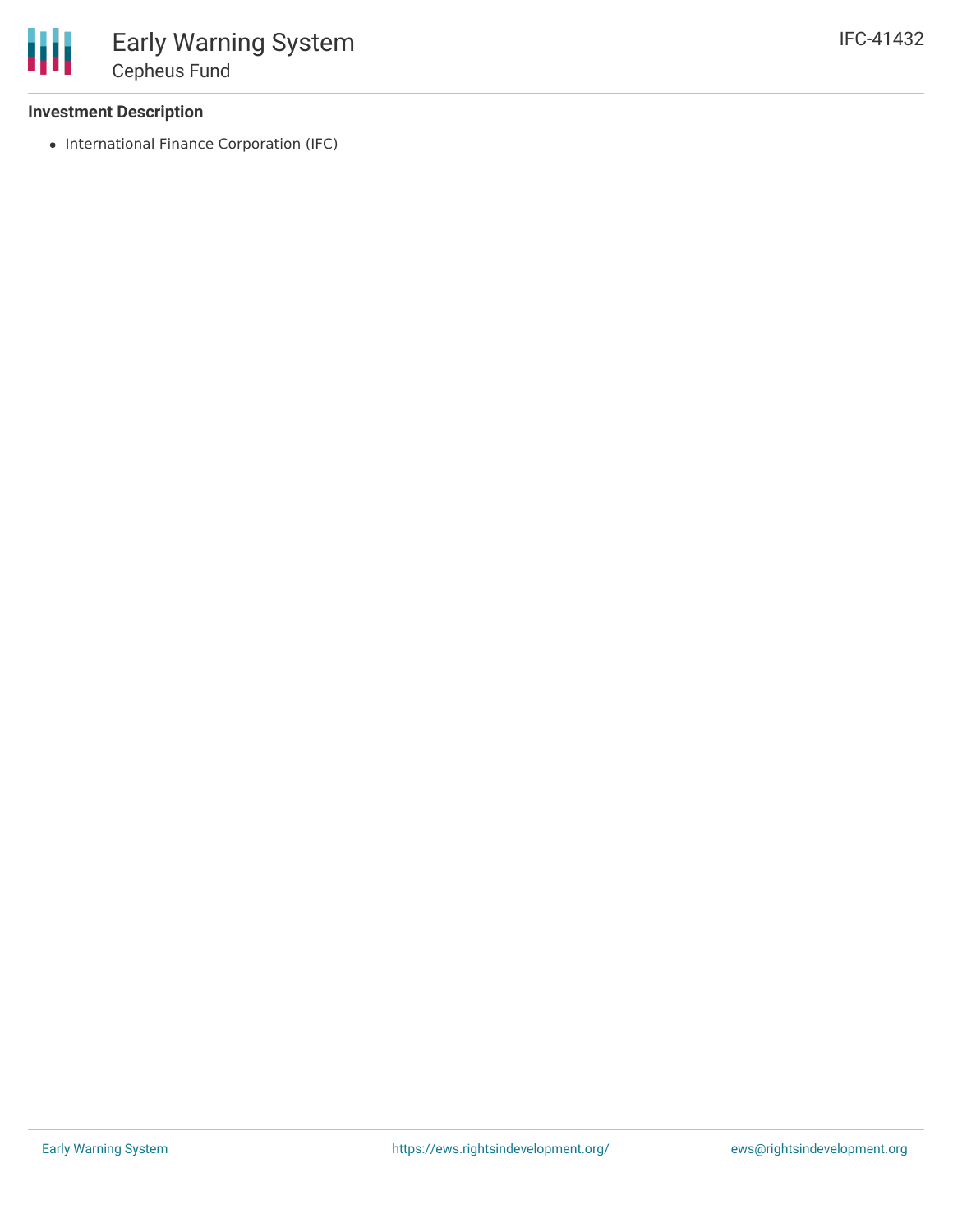### Investment Description

- International Finance Corporation (IFC)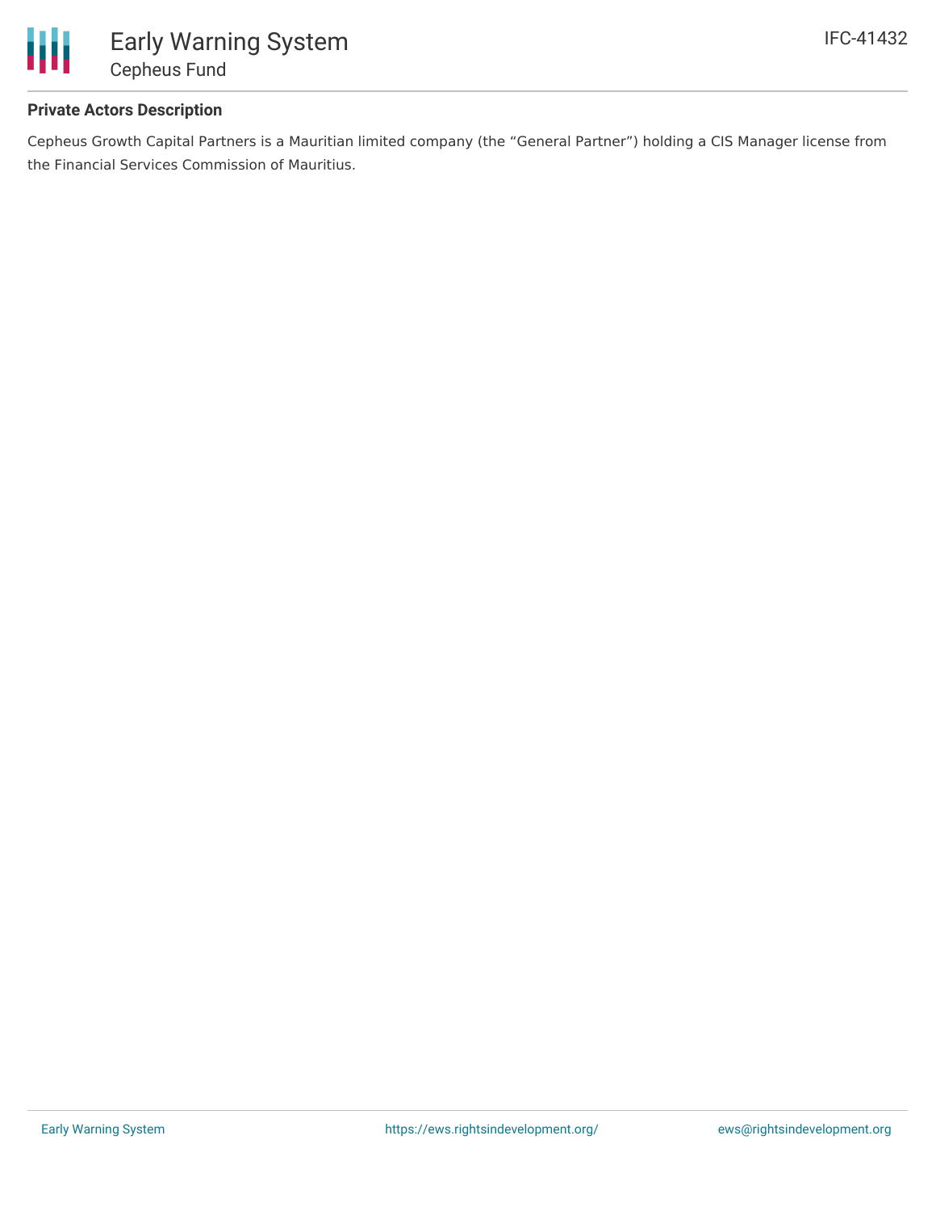### Private Actors Description

Cepheus Growth Capital Partners is a Mauritian limited company (the “General Partner”) holding a CIS Manager license from the Financial Services Commission of Mauritius.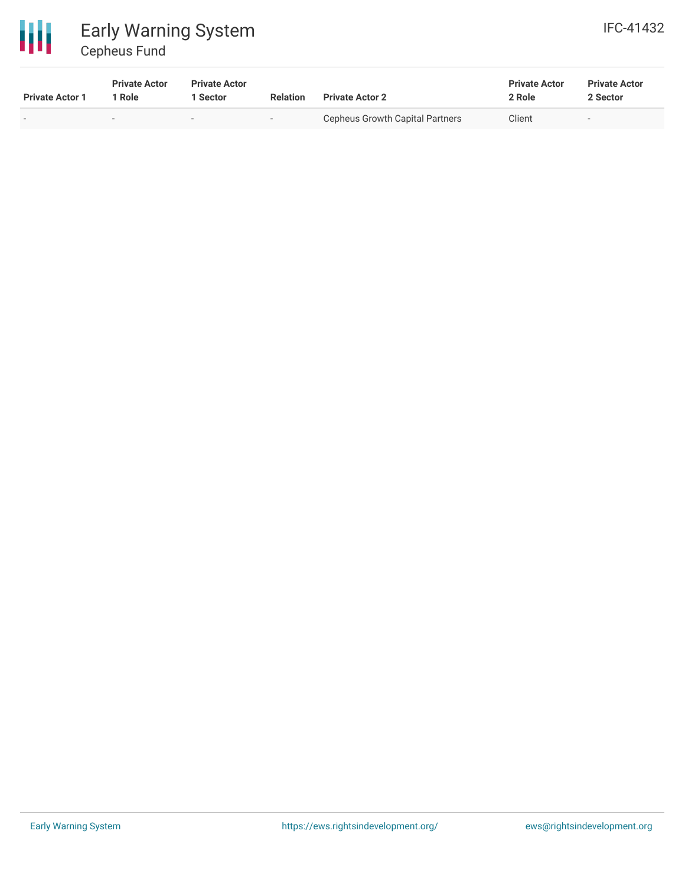| Private Actor 1 | Private Actor 1 Role | Private Actor 1 Sector | Relation | Private Actor 2 | Private Actor 2 Role | Private Actor 2 Sector |
|---|---|---|---|---|---|---|
| - | - | - | - | Cepheus Growth Capital Partners | Client | - |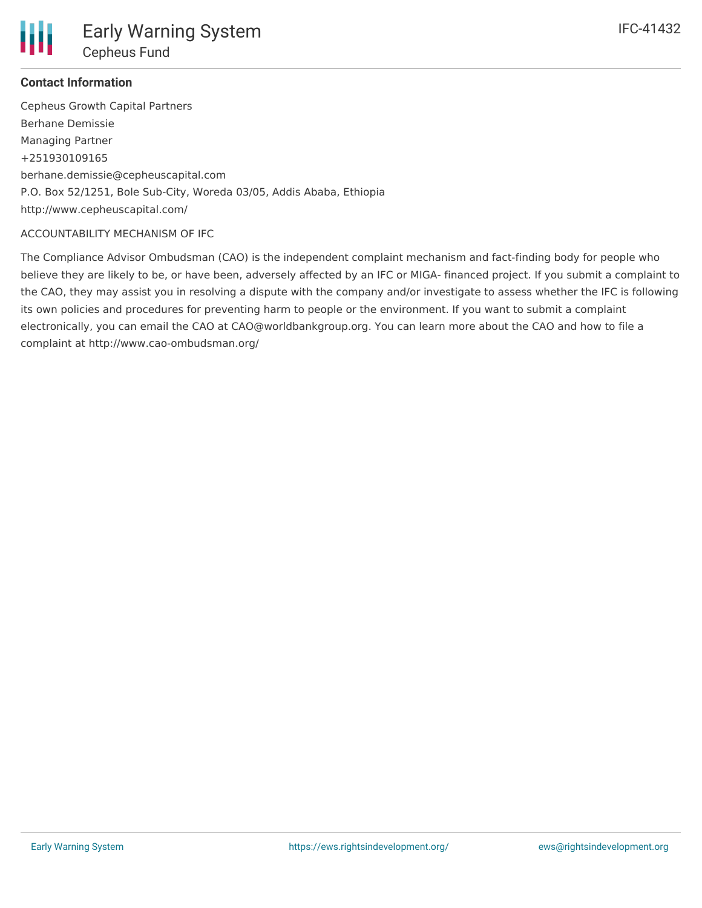**Contact Information**

Cepheus Growth Capital Partners
Berhane Demissie
Managing Partner
+251930109165
berhane.demissie@cepheuscapital.com
P.O. Box 52/1251, Bole Sub-City, Woreda 03/05, Addis Ababa, Ethiopia
http://www.cepheuscapital.com/

ACCOUNTABILITY MECHANISM OF IFC

The Compliance Advisor Ombudsman (CAO) is the independent complaint mechanism and fact-finding body for people who believe they are likely to be, or have been, adversely affected by an IFC or MIGA- financed project. If you submit a complaint to the CAO, they may assist you in resolving a dispute with the company and/or investigate to assess whether the IFC is following its own policies and procedures for preventing harm to people or the environment. If you want to submit a complaint electronically, you can email the CAO at CAO@worldbankgroup.org. You can learn more about the CAO and how to file a complaint at http://www.cao-ombudsman.org/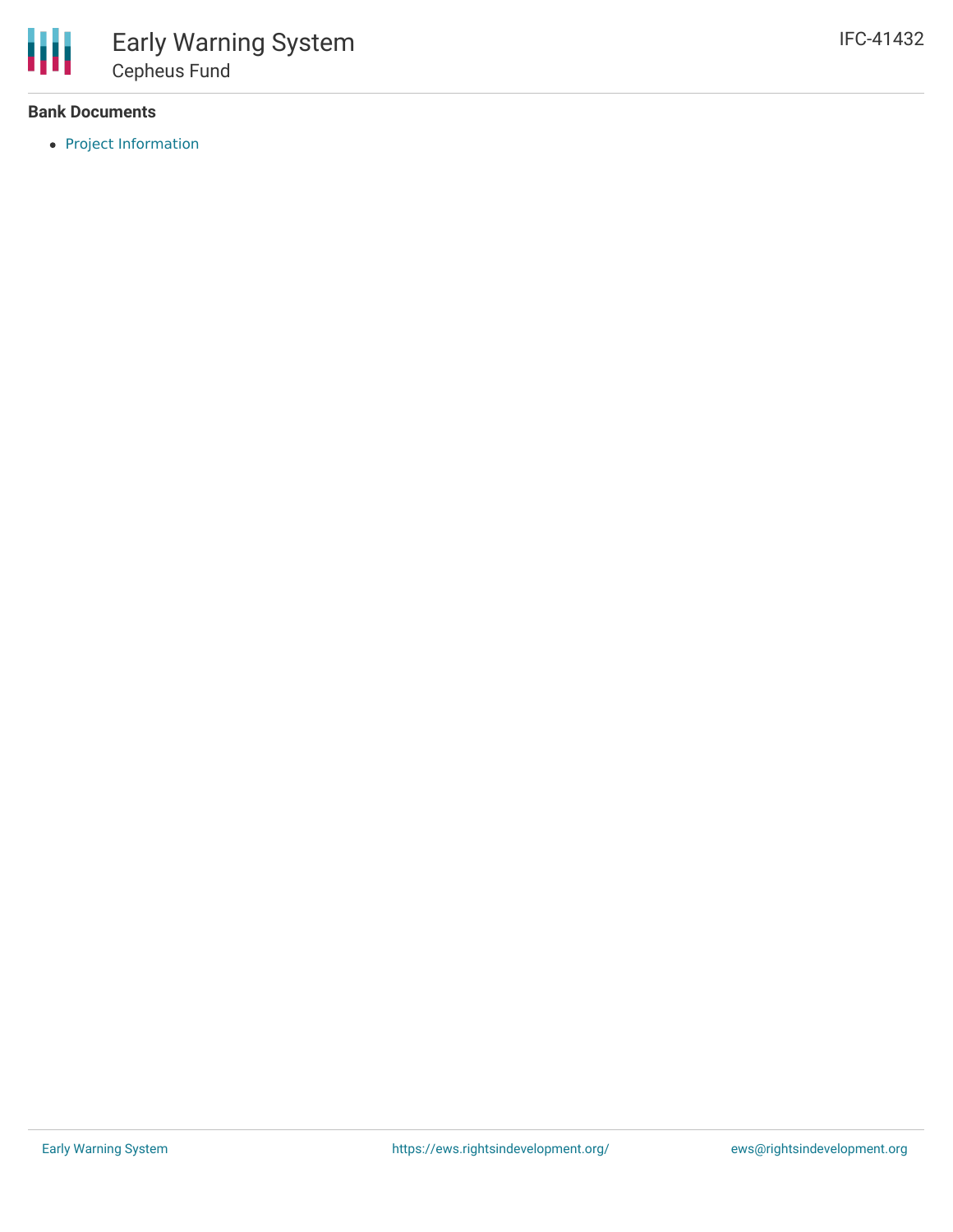**Bank Documents**

- Project Information